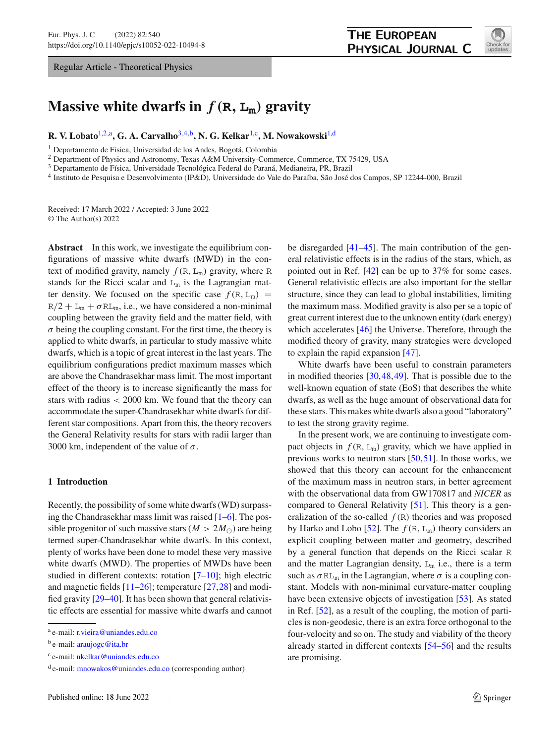Regular Article - Theoretical Physics

# Massive white dwarfs in $f(\mathtt{R}, \mathtt{L_m})$ gravity

**R. V. Lobato**[1,2,a], **G. A. Carvalho**[3,4,b], **N. G. Kelkar**[1,c], **M. Nowakowski**[1,d]

[1] Departamento de Fisica, Universidad de los Andes, Bogotá, Colombia
[2] Department of Physics and Astronomy, Texas A&M University-Commerce, Commerce, TX 75429, USA
[3] Departamento de Física, Universidade Tecnológica Federal do Paraná, Medianeira, PR, Brazil
[4] Instituto de Pesquisa e Desenvolvimento (IP&D), Universidade do Vale do Paraíba, São José dos Campos, SP 12244-000, Brazil

Received: 17 March 2022 / Accepted: 3 June 2022
© The Author(s) 2022

**Abstract** In this work, we investigate the equilibrium configurations of massive white dwarfs (MWD) in the context of modified gravity, namely $f(\mathtt{R}, \mathtt{L_m})$ gravity, where $\mathtt{R}$ stands for the Ricci scalar and $\mathtt{L_m}$ is the Lagrangian matter density. We focused on the specific case $f(\mathtt{R}, \mathtt{L_m}) = \mathtt{R}/2 + \mathtt{L_m} + \sigma \mathtt{R} \mathtt{L_m}$, i.e., we have considered a non-minimal coupling between the gravity field and the matter field, with $\sigma$ being the coupling constant. For the first time, the theory is applied to white dwarfs, in particular to study massive white dwarfs, which is a topic of great interest in the last years. The equilibrium configurations predict maximum masses which are above the Chandrasekhar mass limit. The most important effect of the theory is to increase significantly the mass for stars with radius $< 2000$ km. We found that the theory can accommodate the super-Chandrasekhar white dwarfs for different star compositions. Apart from this, the theory recovers the General Relativity results for stars with radii larger than 3000 km, independent of the value of $\sigma$.

## 1 Introduction

Recently, the possibility of some white dwarfs (WD) surpassing the Chandrasekhar mass limit was raised [1–6]. The possible progenitor of such massive stars ($M > 2M_{\odot}$) are being termed super-Chandrasekhar white dwarfs. In this context, plenty of works have been done to model these very massive white dwarfs (MWD). The properties of MWDs have been studied in different contexts: rotation [7–10]; high electric and magnetic fields [11–26]; temperature [27,28] and modified gravity [29–40]. It has been shown that general relativistic effects are essential for massive white dwarfs and cannot be disregarded [41–45]. The main contribution of the general relativistic effects is in the radius of the stars, which, as pointed out in Ref. [42] can be up to 37% for some cases. General relativistic effects are also important for the stellar structure, since they can lead to global instabilities, limiting the maximum mass. Modified gravity is also per se a topic of great current interest due to the unknown entity (dark energy) which accelerates [46] the Universe. Therefore, through the modified theory of gravity, many strategies were developed to explain the rapid expansion [47].

White dwarfs have been useful to constrain parameters in modified theories [30,48,49]. That is possible due to the well-known equation of state (EoS) that describes the white dwarfs, as well as the huge amount of observational data for these stars. This makes white dwarfs also a good "laboratory" to test the strong gravity regime.

In the present work, we are continuing to investigate compact objects in $f(\mathtt{R}, \mathtt{L_m})$ gravity, which we have applied in previous works to neutron stars [50,51]. In those works, we showed that this theory can account for the enhancement of the maximum mass in neutron stars, in better agreement with the observational data from GW170817 and *NICER* as compared to General Relativity [51]. This theory is a generalization of the so-called $f(\mathtt{R})$ theories and was proposed by Harko and Lobo [52]. The $f(\mathtt{R}, \mathtt{L_m})$ theory considers an explicit coupling between matter and geometry, described by a general function that depends on the Ricci scalar $\mathtt{R}$ and the matter Lagrangian density, $\mathtt{L_m}$ i.e., there is a term such as $\sigma \mathtt{R} \mathtt{L_m}$ in the Lagrangian, where $\sigma$ is a coupling constant. Models with non-minimal curvature-matter coupling have been extensive objects of investigation [53]. As stated in Ref. [52], as a result of the coupling, the motion of particles is non-geodesic, there is an extra force orthogonal to the four-velocity and so on. The study and viability of the theory already started in different contexts [54–56] and the results are promising.

[a] e-mail: r.vieira@uniandes.edu.co
[b] e-mail: araujogc@ita.br
[c] e-mail: nkelkar@uniandes.edu.co
[d] e-mail: mnowakos@uniandes.edu.co (corresponding author)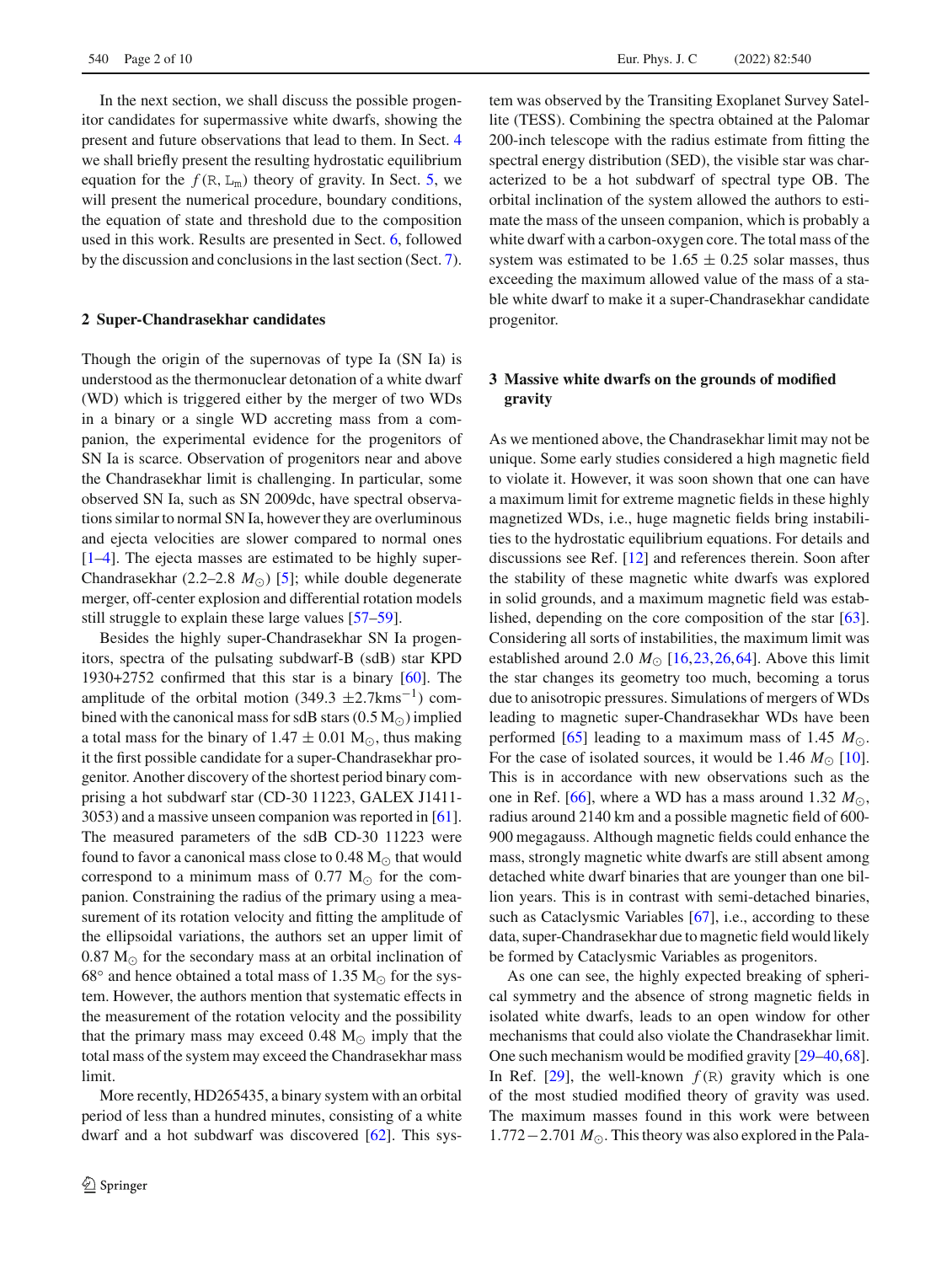In the next section, we shall discuss the possible progenitor candidates for supermassive white dwarfs, showing the present and future observations that lead to them. In Sect. 4 we shall briefly present the resulting hydrostatic equilibrium equation for the $f(\mathtt{R}, \mathtt{L}_\mathtt{m})$ theory of gravity. In Sect. 5, we will present the numerical procedure, boundary conditions, the equation of state and threshold due to the composition used in this work. Results are presented in Sect. 6, followed by the discussion and conclusions in the last section (Sect. 7).

## 2 Super-Chandrasekhar candidates

Though the origin of the supernovas of type Ia (SN Ia) is understood as the thermonuclear detonation of a white dwarf (WD) which is triggered either by the merger of two WDs in a binary or a single WD accreting mass from a companion, the experimental evidence for the progenitors of SN Ia is scarce. Observation of progenitors near and above the Chandrasekhar limit is challenging. In particular, some observed SN Ia, such as SN 2009dc, have spectral observations similar to normal SN Ia, however they are overluminous and ejecta velocities are slower compared to normal ones [1–4]. The ejecta masses are estimated to be highly super-Chandrasekhar (2.2–2.8 $M_\odot$) [5]; while double degenerate merger, off-center explosion and differential rotation models still struggle to explain these large values [57–59].

Besides the highly super-Chandrasekhar SN Ia progenitors, spectra of the pulsating subdwarf-B (sdB) star KPD 1930+2752 confirmed that this star is a binary [60]. The amplitude of the orbital motion (349.3 $\pm$2.7kms$^{-1}$) combined with the canonical mass for sdB stars (0.5 $\mathrm{M}_\odot$) implied a total mass for the binary of 1.47 $\pm$ 0.01 $\mathrm{M}_\odot$, thus making it the first possible candidate for a super-Chandrasekhar progenitor. Another discovery of the shortest period binary comprising a hot subdwarf star (CD-30 11223, GALEX J1411-3053) and a massive unseen companion was reported in [61]. The measured parameters of the sdB CD-30 11223 were found to favor a canonical mass close to 0.48 $\mathrm{M}_\odot$ that would correspond to a minimum mass of 0.77 $\mathrm{M}_\odot$ for the companion. Constraining the radius of the primary using a measurement of its rotation velocity and fitting the amplitude of the ellipsoidal variations, the authors set an upper limit of 0.87 $\mathrm{M}_\odot$ for the secondary mass at an orbital inclination of 68° and hence obtained a total mass of 1.35 $\mathrm{M}_\odot$ for the system. However, the authors mention that systematic effects in the measurement of the rotation velocity and the possibility that the primary mass may exceed 0.48 $\mathrm{M}_\odot$ imply that the total mass of the system may exceed the Chandrasekhar mass limit.

More recently, HD265435, a binary system with an orbital period of less than a hundred minutes, consisting of a white dwarf and a hot subdwarf was discovered [62]. This system was observed by the Transiting Exoplanet Survey Satellite (TESS). Combining the spectra obtained at the Palomar 200-inch telescope with the radius estimate from fitting the spectral energy distribution (SED), the visible star was characterized to be a hot subdwarf of spectral type OB. The orbital inclination of the system allowed the authors to estimate the mass of the unseen companion, which is probably a white dwarf with a carbon-oxygen core. The total mass of the system was estimated to be 1.65 $\pm$ 0.25 solar masses, thus exceeding the maximum allowed value of the mass of a stable white dwarf to make it a super-Chandrasekhar candidate progenitor.

## 3 Massive white dwarfs on the grounds of modified gravity

As we mentioned above, the Chandrasekhar limit may not be unique. Some early studies considered a high magnetic field to violate it. However, it was soon shown that one can have a maximum limit for extreme magnetic fields in these highly magnetized WDs, i.e., huge magnetic fields bring instabilities to the hydrostatic equilibrium equations. For details and discussions see Ref. [12] and references therein. Soon after the stability of these magnetic white dwarfs was explored in solid grounds, and a maximum magnetic field was established, depending on the core composition of the star [63]. Considering all sorts of instabilities, the maximum limit was established around 2.0 $M_\odot$ [16,23,26,64]. Above this limit the star changes its geometry too much, becoming a torus due to anisotropic pressures. Simulations of mergers of WDs leading to magnetic super-Chandrasekhar WDs have been performed [65] leading to a maximum mass of 1.45 $M_\odot$. For the case of isolated sources, it would be 1.46 $M_\odot$ [10]. This is in accordance with new observations such as the one in Ref. [66], where a WD has a mass around 1.32 $M_\odot$, radius around 2140 km and a possible magnetic field of 600-900 megagauss. Although magnetic fields could enhance the mass, strongly magnetic white dwarfs are still absent among detached white dwarf binaries that are younger than one billion years. This is in contrast with semi-detached binaries, such as Cataclysmic Variables [67], i.e., according to these data, super-Chandrasekhar due to magnetic field would likely be formed by Cataclysmic Variables as progenitors.

As one can see, the highly expected breaking of spherical symmetry and the absence of strong magnetic fields in isolated white dwarfs, leads to an open window for other mechanisms that could also violate the Chandrasekhar limit. One such mechanism would be modified gravity [29–40,68]. In Ref. [29], the well-known $f(\mathtt{R})$ gravity which is one of the most studied modified theory of gravity was used. The maximum masses found in this work were between $1.772-2.701\ M_\odot$. This theory was also explored in the Pala-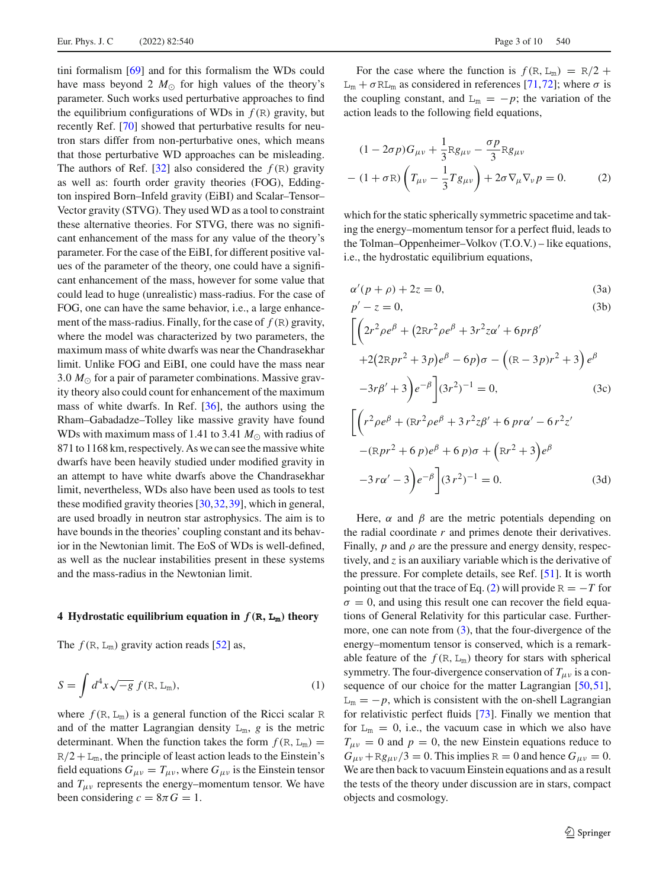tini formalism [69] and for this formalism the WDs could have mass beyond 2 $M_\odot$ for high values of the theory's parameter. Such works used perturbative approaches to find the equilibrium configurations of WDs in $f(\mathtt{R})$ gravity, but recently Ref. [70] showed that perturbative results for neutron stars differ from non-perturbative ones, which means that those perturbative WD approaches can be misleading. The authors of Ref. [32] also considered the $f(\mathtt{R})$ gravity as well as: fourth order gravity theories (FOG), Eddington inspired Born–Infeld gravity (EiBI) and Scalar–Tensor–Vector gravity (STVG). They used WD as a tool to constraint these alternative theories. For STVG, there was no significant enhancement of the mass for any value of the theory's parameter. For the case of the EiBI, for different positive values of the parameter of the theory, one could have a significant enhancement of the mass, however for some value that could lead to huge (unrealistic) mass-radius. For the case of FOG, one can have the same behavior, i.e., a large enhancement of the mass-radius. Finally, for the case of $f(\mathtt{R})$ gravity, where the model was characterized by two parameters, the maximum mass of white dwarfs was near the Chandrasekhar limit. Unlike FOG and EiBI, one could have the mass near 3.0 $M_\odot$ for a pair of parameter combinations. Massive gravity theory also could count for enhancement of the maximum mass of white dwarfs. In Ref. [36], the authors using the Rham–Gabadadze–Tolley like massive gravity have found WDs with maximum mass of 1.41 to 3.41 $M_\odot$ with radius of 871 to 1168 km, respectively. As we can see the massive white dwarfs have been heavily studied under modified gravity in an attempt to have white dwarfs above the Chandrasekhar limit, nevertheless, WDs also have been used as tools to test these modified gravity theories [30,32,39], which in general, are used broadly in neutron star astrophysics. The aim is to have bounds in the theories' coupling constant and its behavior in the Newtonian limit. The EoS of WDs is well-defined, as well as the nuclear instabilities present in these systems and the mass-radius in the Newtonian limit.

## 4 Hydrostatic equilibrium equation in $f(\mathtt{R}, \mathtt{L}_\mathtt{m})$ theory

The $f(\mathtt{R}, \mathtt{L}_\mathtt{m})$ gravity action reads [52] as,

$$S = \int d^4x\sqrt{-g}\, f(\mathtt{R}, \mathtt{L}_\mathtt{m}), \tag{1}$$

where $f(\mathtt{R}, \mathtt{L}_\mathtt{m})$ is a general function of the Ricci scalar $\mathtt{R}$ and of the matter Lagrangian density $\mathtt{L}_\mathtt{m}$, $g$ is the metric determinant. When the function takes the form $f(\mathtt{R}, \mathtt{L}_\mathtt{m}) = \mathtt{R}/2 + \mathtt{L}_\mathtt{m}$, the principle of least action leads to the Einstein's field equations $G_{\mu\nu} = T_{\mu\nu}$, where $G_{\mu\nu}$ is the Einstein tensor and $T_{\mu\nu}$ represents the energy–momentum tensor. We have been considering $c = 8\pi G = 1$.

For the case where the function is $f(\mathtt{R}, \mathtt{L}_\mathtt{m}) = \mathtt{R}/2 + \mathtt{L}_\mathtt{m} + \sigma \mathtt{R}\mathtt{L}_\mathtt{m}$ as considered in references [71,72]; where $\sigma$ is the coupling constant, and $\mathtt{L}_\mathtt{m} = -p$; the variation of the action leads to the following field equations,

$$(1-2\sigma p)G_{\mu\nu} + \frac{1}{3}\mathtt{R}g_{\mu\nu} - \frac{\sigma p}{3}\mathtt{R}g_{\mu\nu} - (1+\sigma\mathtt{R})\left(T_{\mu\nu} - \frac{1}{3}Tg_{\mu\nu}\right) + 2\sigma\nabla_\mu\nabla_\nu p = 0. \tag{2}$$

which for the static spherically symmetric spacetime and taking the energy–momentum tensor for a perfect fluid, leads to the Tolman–Oppenheimer–Volkov (T.O.V.) – like equations, i.e., the hydrostatic equilibrium equations,

$$\alpha'(p+\rho) + 2z = 0, \tag{3a}$$

$$p' - z = 0, \tag{3b}$$

$$\Bigg[\Big(2r^2\rho e^\beta + \big(2\mathtt{R}r^2\rho e^\beta + 3r^2 z\alpha' + 6pr\beta' + 2(2\mathtt{R}pr^2 + 3p)e^\beta - 6p\big)\sigma - \big((\mathtt{R}-3p)r^2+3\big)e^\beta - 3r\beta' + 3\Big)e^{-\beta}\Bigg](3r^2)^{-1} = 0, \tag{3c}$$

$$\Bigg[\Big(r^2\rho e^\beta + (\mathtt{R}r^2\rho e^\beta + 3r^2 z\beta' + 6pr\alpha' - 6r^2 z' - (\mathtt{R}pr^2 + 6p)e^\beta + 6p)\sigma + \big(\mathtt{R}r^2+3\big)e^\beta - 3r\alpha' - 3\Big)e^{-\beta}\Bigg](3r^2)^{-1} = 0. \tag{3d}$$

Here, $\alpha$ and $\beta$ are the metric potentials depending on the radial coordinate $r$ and primes denote their derivatives. Finally, $p$ and $\rho$ are the pressure and energy density, respectively, and $z$ is an auxiliary variable which is the derivative of the pressure. For complete details, see Ref. [51]. It is worth pointing out that the trace of Eq. (2) will provide $\mathtt{R} = -T$ for $\sigma = 0$, and using this result one can recover the field equations of General Relativity for this particular case. Furthermore, one can note from (3), that the four-divergence of the energy–momentum tensor is conserved, which is a remarkable feature of the $f(\mathtt{R}, \mathtt{L}_\mathtt{m})$ theory for stars with spherical symmetry. The four-divergence conservation of $T_{\mu\nu}$ is a consequence of our choice for the matter Lagrangian [50,51], $\mathtt{L}_\mathtt{m} = -p$, which is consistent with the on-shell Lagrangian for relativistic perfect fluids [73]. Finally we mention that for $\mathtt{L}_\mathtt{m} = 0$, i.e., the vacuum case in which we also have $T_{\mu\nu} = 0$ and $p = 0$, the new Einstein equations reduce to $G_{\mu\nu} + \mathtt{R}g_{\mu\nu}/3 = 0$. This implies $\mathtt{R} = 0$ and hence $G_{\mu\nu} = 0$. We are then back to vacuum Einstein equations and as a result the tests of the theory under discussion are in stars, compact objects and cosmology.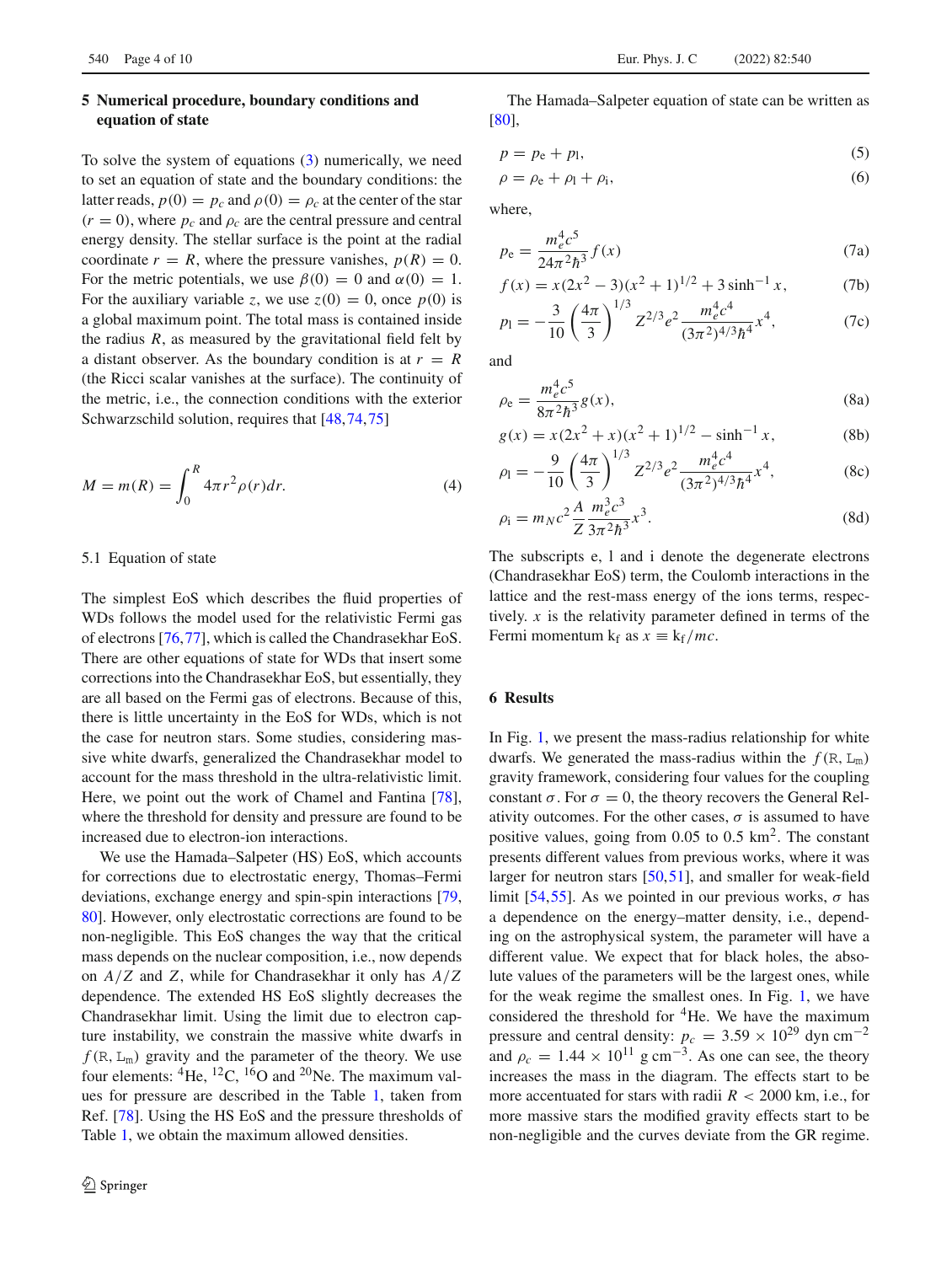## 5 Numerical procedure, boundary conditions and equation of state

To solve the system of equations (3) numerically, we need to set an equation of state and the boundary conditions: the latter reads, $p(0) = p_c$ and $\rho(0) = \rho_c$ at the center of the star $(r = 0)$, where $p_c$ and $\rho_c$ are the central pressure and central energy density. The stellar surface is the point at the radial coordinate $r = R$, where the pressure vanishes, $p(R) = 0$. For the metric potentials, we use $\beta(0) = 0$ and $\alpha(0) = 1$. For the auxiliary variable $z$, we use $z(0) = 0$, once $p(0)$ is a global maximum point. The total mass is contained inside the radius $R$, as measured by the gravitational field felt by a distant observer. As the boundary condition is at $r = R$ (the Ricci scalar vanishes at the surface). The continuity of the metric, i.e., the connection conditions with the exterior Schwarzschild solution, requires that [48,74,75]

$$M = m(R) = \int_0^R 4\pi r^2 \rho(r) dr. \tag{4}$$

### 5.1 Equation of state

The simplest EoS which describes the fluid properties of WDs follows the model used for the relativistic Fermi gas of electrons [76,77], which is called the Chandrasekhar EoS. There are other equations of state for WDs that insert some corrections into the Chandrasekhar EoS, but essentially, they are all based on the Fermi gas of electrons. Because of this, there is little uncertainty in the EoS for WDs, which is not the case for neutron stars. Some studies, considering massive white dwarfs, generalized the Chandrasekhar model to account for the mass threshold in the ultra-relativistic limit. Here, we point out the work of Chamel and Fantina [78], where the threshold for density and pressure are found to be increased due to electron-ion interactions.

We use the Hamada–Salpeter (HS) EoS, which accounts for corrections due to electrostatic energy, Thomas–Fermi deviations, exchange energy and spin-spin interactions [79, 80]. However, only electrostatic corrections are found to be non-negligible. This EoS changes the way that the critical mass depends on the nuclear composition, i.e., now depends on $A/Z$ and $Z$, while for Chandrasekhar it only has $A/Z$ dependence. The extended HS EoS slightly decreases the Chandrasekhar limit. Using the limit due to electron capture instability, we constrain the massive white dwarfs in $f(\mathtt{R}, \mathtt{L_m})$ gravity and the parameter of the theory. We use four elements: $^4$He, $^{12}$C, $^{16}$O and $^{20}$Ne. The maximum values for pressure are described in the Table 1, taken from Ref. [78]. Using the HS EoS and the pressure thresholds of Table 1, we obtain the maximum allowed densities.

The Hamada–Salpeter equation of state can be written as [80],

$$p = p_{\rm e} + p_{\rm l}, \tag{5}$$

$$\rho = \rho_{\rm e} + \rho_{\rm l} + \rho_{\rm i}, \tag{6}$$

where,

$$p_{\rm e} = \frac{m_e^4 c^5}{24\pi^2 \hbar^3} f(x) \tag{7a}$$

$$f(x) = x(2x^2 - 3)(x^2 + 1)^{1/2} + 3\sinh^{-1} x, \tag{7b}$$

$$p_{\rm l} = -\frac{3}{10}\left(\frac{4\pi}{3}\right)^{1/3} Z^{2/3} e^2 \frac{m_e^4 c^4}{(3\pi^2)^{4/3}\hbar^4} x^4, \tag{7c}$$

and

$$\rho_{\rm e} = \frac{m_e^4 c^5}{8\pi^2 \hbar^3} g(x), \tag{8a}$$

$$g(x) = x(2x^2 + x)(x^2 + 1)^{1/2} - \sinh^{-1} x, \tag{8b}$$

$$\rho_{\rm l} = -\frac{9}{10}\left(\frac{4\pi}{3}\right)^{1/3} Z^{2/3} e^2 \frac{m_e^4 c^4}{(3\pi^2)^{4/3}\hbar^4} x^4, \tag{8c}$$

$$\rho_{\rm i} = m_N c^2 \frac{A}{Z} \frac{m_e^3 c^3}{3\pi^2 \hbar^3} x^3. \tag{8d}$$

The subscripts e, l and i denote the degenerate electrons (Chandrasekhar EoS) term, the Coulomb interactions in the lattice and the rest-mass energy of the ions terms, respectively. $x$ is the relativity parameter defined in terms of the Fermi momentum $\mathrm{k_f}$ as $x \equiv \mathrm{k_f}/mc$.

## 6 Results

In Fig. 1, we present the mass-radius relationship for white dwarfs. We generated the mass-radius within the $f(\mathtt{R}, \mathtt{L_m})$ gravity framework, considering four values for the coupling constant $\sigma$. For $\sigma = 0$, the theory recovers the General Relativity outcomes. For the other cases, $\sigma$ is assumed to have positive values, going from 0.05 to 0.5 km$^2$. The constant presents different values from previous works, where it was larger for neutron stars [50,51], and smaller for weak-field limit [54,55]. As we pointed in our previous works, $\sigma$ has a dependence on the energy–matter density, i.e., depending on the astrophysical system, the parameter will have a different value. We expect that for black holes, the absolute values of the parameters will be the largest ones, while for the weak regime the smallest ones. In Fig. 1, we have considered the threshold for $^4$He. We have the maximum pressure and central density: $p_c = 3.59 \times 10^{29}$ dyn cm$^{-2}$ and $\rho_c = 1.44 \times 10^{11}$ g cm$^{-3}$. As one can see, the theory increases the mass in the diagram. The effects start to be more accentuated for stars with radii $R < 2000$ km, i.e., for more massive stars the modified gravity effects start to be non-negligible and the curves deviate from the GR regime.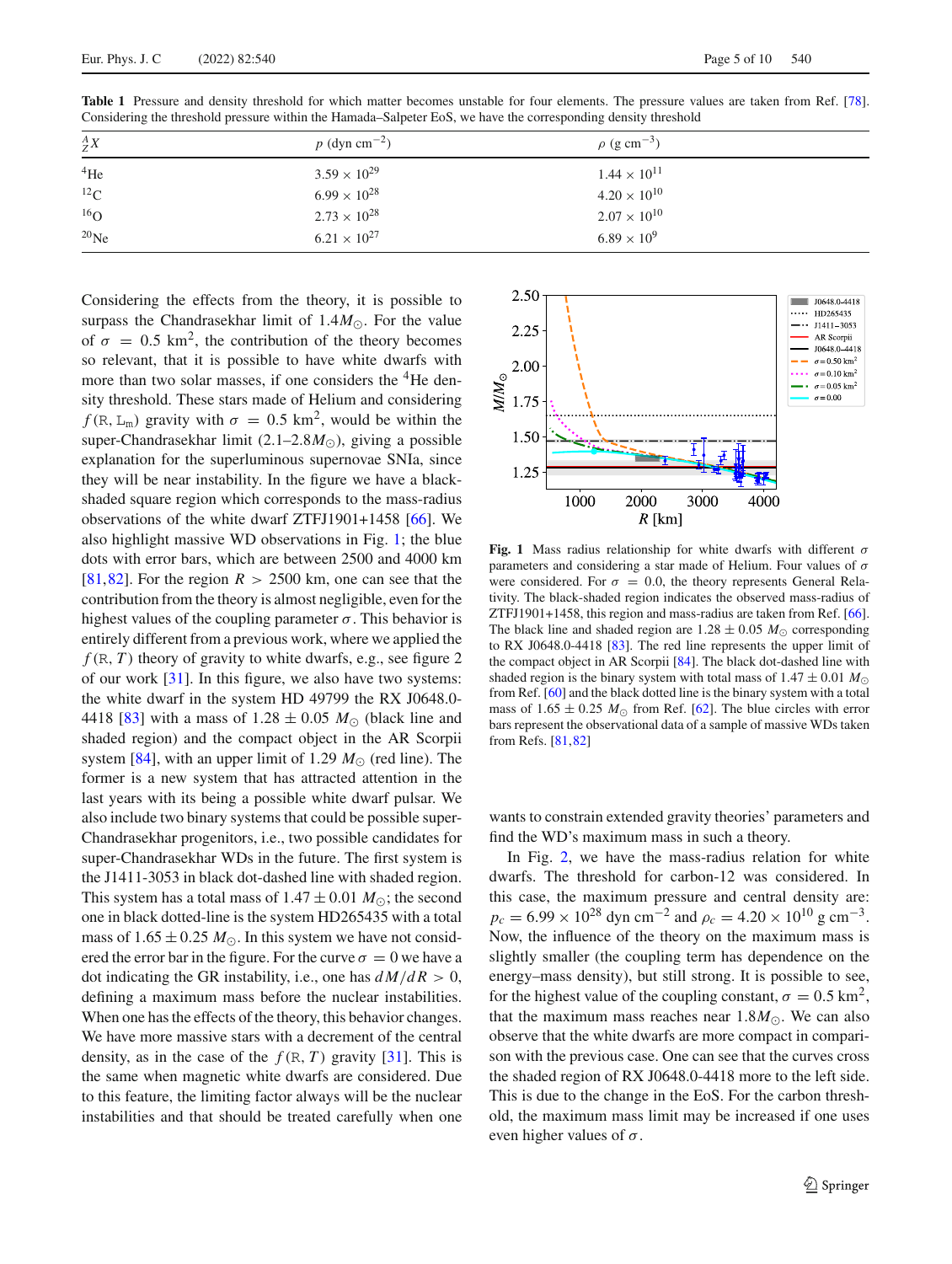**Table 1** Pressure and density threshold for which matter becomes unstable for four elements. The pressure values are taken from Ref. [78]. Considering the threshold pressure within the Hamada–Salpeter EoS, we have the corresponding density threshold

| $^{A}_{Z}X$ | $p$ (dyn cm$^{-2}$) | $\rho$ (g cm$^{-3}$) |
|---|---|---|
| $^{4}$He | $3.59 \times 10^{29}$ | $1.44 \times 10^{11}$ |
| $^{12}$C | $6.99 \times 10^{28}$ | $4.20 \times 10^{10}$ |
| $^{16}$O | $2.73 \times 10^{28}$ | $2.07 \times 10^{10}$ |
| $^{20}$Ne | $6.21 \times 10^{27}$ | $6.89 \times 10^{9}$ |

Considering the effects from the theory, it is possible to surpass the Chandrasekhar limit of $1.4M_{\odot}$. For the value of $\sigma = 0.5$ km$^2$, the contribution of the theory becomes so relevant, that it is possible to have white dwarfs with more than two solar masses, if one considers the $^4$He density threshold. These stars made of Helium and considering $f(\mathtt{R}, \mathtt{L_m})$ gravity with $\sigma = 0.5$ km$^2$, would be within the super-Chandrasekhar limit ($2.1$–$2.8M_{\odot}$), giving a possible explanation for the superluminous supernovae SNIa, since they will be near instability. In the figure we have a black-shaded square region which corresponds to the mass-radius observations of the white dwarf ZTFJ1901+1458 [66]. We also highlight massive WD observations in Fig. 1; the blue dots with error bars, which are between 2500 and 4000 km [81,82]. For the region $R > 2500$ km, one can see that the contribution from the theory is almost negligible, even for the highest values of the coupling parameter $\sigma$. This behavior is entirely different from a previous work, where we applied the $f(\mathtt{R}, T)$ theory of gravity to white dwarfs, e.g., see figure 2 of our work [31]. In this figure, we also have two systems: the white dwarf in the system HD 49799 the RX J0648.0-4418 [83] with a mass of $1.28 \pm 0.05$ $M_{\odot}$ (black line and shaded region) and the compact object in the AR Scorpii system [84], with an upper limit of 1.29 $M_{\odot}$ (red line). The former is a new system that has attracted attention in the last years with its being a possible white dwarf pulsar. We also include two binary systems that could be possible super-Chandrasekhar progenitors, i.e., two possible candidates for super-Chandrasekhar WDs in the future. The first system is the J1411-3053 in black dot-dashed line with shaded region. This system has a total mass of $1.47 \pm 0.01$ $M_{\odot}$; the second one in black dotted-line is the system HD265435 with a total mass of $1.65 \pm 0.25$ $M_{\odot}$. In this system we have not considered the error bar in the figure. For the curve $\sigma = 0$ we have a dot indicating the GR instability, i.e., one has $dM/dR > 0$, defining a maximum mass before the nuclear instabilities. When one has the effects of the theory, this behavior changes. We have more massive stars with a decrement of the central density, as in the case of the $f(\mathtt{R}, T)$ gravity [31]. This is the same when magnetic white dwarfs are considered. Due to this feature, the limiting factor always will be the nuclear instabilities and that should be treated carefully when one wants to constrain extended gravity theories' parameters and find the WD's maximum mass in such a theory.

**Fig. 1** Mass radius relationship for white dwarfs with different $\sigma$ parameters and considering a star made of Helium. Four values of $\sigma$ were considered. For $\sigma = 0.0$, the theory represents General Relativity. The black-shaded region indicates the observed mass-radius of ZTFJ1901+1458, this region and mass-radius are taken from Ref. [66]. The black line and shaded region are $1.28 \pm 0.05$ $M_{\odot}$ corresponding to RX J0648.0-4418 [83]. The red line represents the upper limit of the compact object in AR Scorpii [84]. The black dot-dashed line with shaded region is the binary system with total mass of $1.47 \pm 0.01$ $M_{\odot}$ from Ref. [60] and the black dotted line is the binary system with a total mass of $1.65 \pm 0.25$ $M_{\odot}$ from Ref. [62]. The blue circles with error bars represent the observational data of a sample of massive WDs taken from Refs. [81,82]

In Fig. 2, we have the mass-radius relation for white dwarfs. The threshold for carbon-12 was considered. In this case, the maximum pressure and central density are: $p_c = 6.99 \times 10^{28}$ dyn cm$^{-2}$ and $\rho_c = 4.20 \times 10^{10}$ g cm$^{-3}$. Now, the influence of the theory on the maximum mass is slightly smaller (the coupling term has dependence on the energy–mass density), but still strong. It is possible to see, for the highest value of the coupling constant, $\sigma = 0.5$ km$^2$, that the maximum mass reaches near $1.8M_{\odot}$. We can also observe that the white dwarfs are more compact in comparison with the previous case. One can see that the curves cross the shaded region of RX J0648.0-4418 more to the left side. This is due to the change in the EoS. For the carbon threshold, the maximum mass limit may be increased if one uses even higher values of $\sigma$.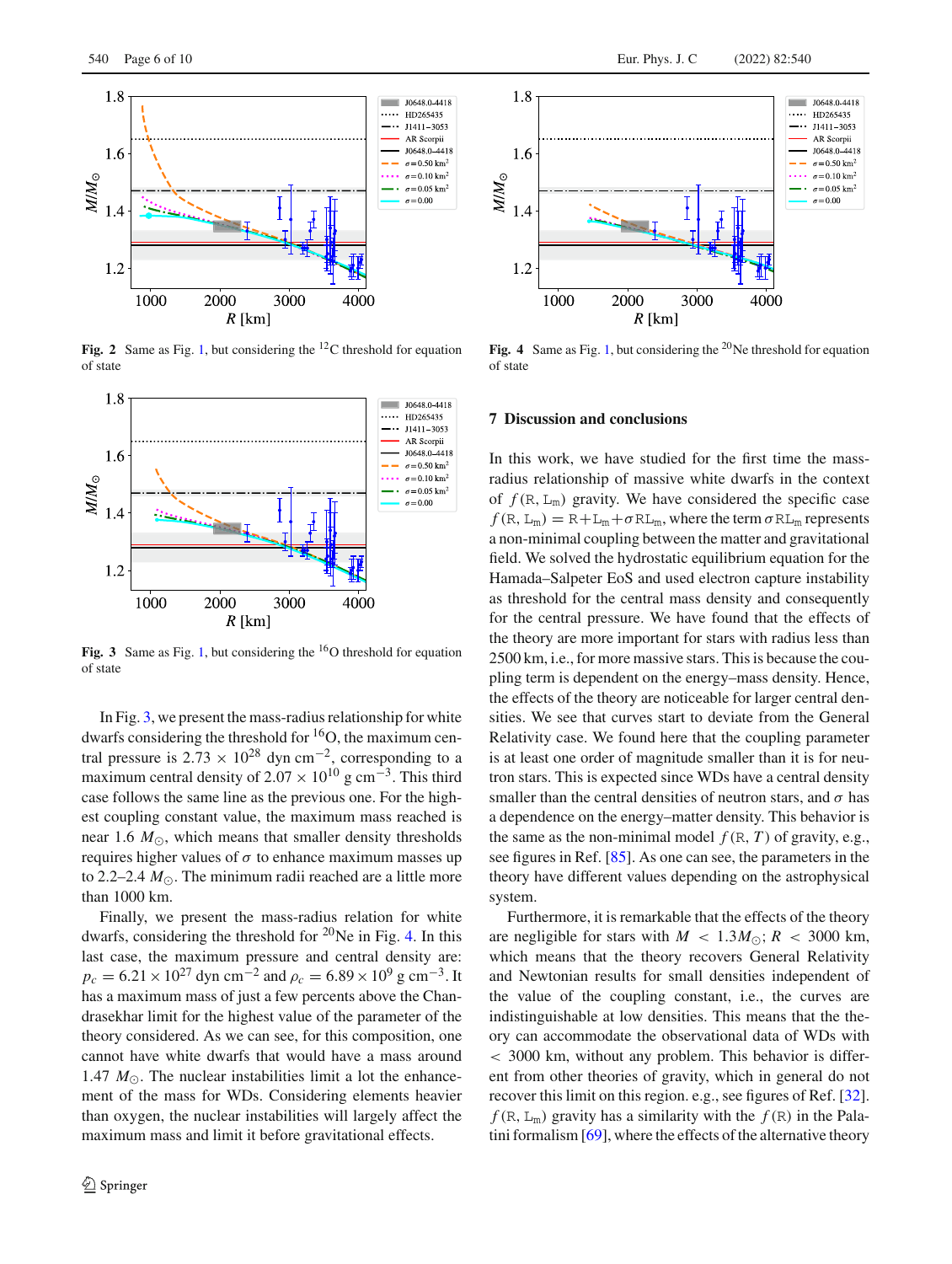**Fig. 2** Same as Fig. 1, but considering the $^{12}$C threshold for equation of state

**Fig. 4** Same as Fig. 1, but considering the $^{20}$Ne threshold for equation of state

**Fig. 3** Same as Fig. 1, but considering the $^{16}$O threshold for equation of state

In Fig. 3, we present the mass-radius relationship for white dwarfs considering the threshold for $^{16}$O, the maximum central pressure is $2.73 \times 10^{28}$ dyn cm$^{-2}$, corresponding to a maximum central density of $2.07 \times 10^{10}$ g cm$^{-3}$. This third case follows the same line as the previous one. For the highest coupling constant value, the maximum mass reached is near 1.6 $M_{\odot}$, which means that smaller density thresholds requires higher values of $\sigma$ to enhance maximum masses up to 2.2–2.4 $M_{\odot}$. The minimum radii reached are a little more than 1000 km.

Finally, we present the mass-radius relation for white dwarfs, considering the threshold for $^{20}$Ne in Fig. 4. In this last case, the maximum pressure and central density are: $p_c = 6.21 \times 10^{27}$ dyn cm$^{-2}$ and $\rho_c = 6.89 \times 10^{9}$ g cm$^{-3}$. It has a maximum mass of just a few percents above the Chandrasekhar limit for the highest value of the parameter of the theory considered. As we can see, for this composition, one cannot have white dwarfs that would have a mass around 1.47 $M_{\odot}$. The nuclear instabilities limit a lot the enhancement of the mass for WDs. Considering elements heavier than oxygen, the nuclear instabilities will largely affect the maximum mass and limit it before gravitational effects.

## 7 Discussion and conclusions

In this work, we have studied for the first time the mass-radius relationship of massive white dwarfs in the context of $f(\mathtt{R}, \mathtt{L_m})$ gravity. We have considered the specific case $f(\mathtt{R}, \mathtt{L_m}) = \mathtt{R} + \mathtt{L_m} + \sigma \mathtt{R} \mathtt{L_m}$, where the term $\sigma \mathtt{R} \mathtt{L_m}$ represents a non-minimal coupling between the matter and gravitational field. We solved the hydrostatic equilibrium equation for the Hamada–Salpeter EoS and used electron capture instability as threshold for the central mass density and consequently for the central pressure. We have found that the effects of the theory are more important for stars with radius less than 2500 km, i.e., for more massive stars. This is because the coupling term is dependent on the energy–mass density. Hence, the effects of the theory are noticeable for larger central densities. We see that curves start to deviate from the General Relativity case. We found here that the coupling parameter is at least one order of magnitude smaller than it is for neutron stars. This is expected since WDs have a central density smaller than the central densities of neutron stars, and $\sigma$ has a dependence on the energy–matter density. This behavior is the same as the non-minimal model $f(\mathtt{R}, T)$ of gravity, e.g., see figures in Ref. [85]. As one can see, the parameters in the theory have different values depending on the astrophysical system.

Furthermore, it is remarkable that the effects of the theory are negligible for stars with $M < 1.3 M_{\odot}$; $R < 3000$ km, which means that the theory recovers General Relativity and Newtonian results for small densities independent of the value of the coupling constant, i.e., the curves are indistinguishable at low densities. This means that the theory can accommodate the observational data of WDs with $< 3000$ km, without any problem. This behavior is different from other theories of gravity, which in general do not recover this limit on this region. e.g., see figures of Ref. [32]. $f(\mathtt{R}, \mathtt{L_m})$ gravity has a similarity with the $f(\mathtt{R})$ in the Palatini formalism [69], where the effects of the alternative theory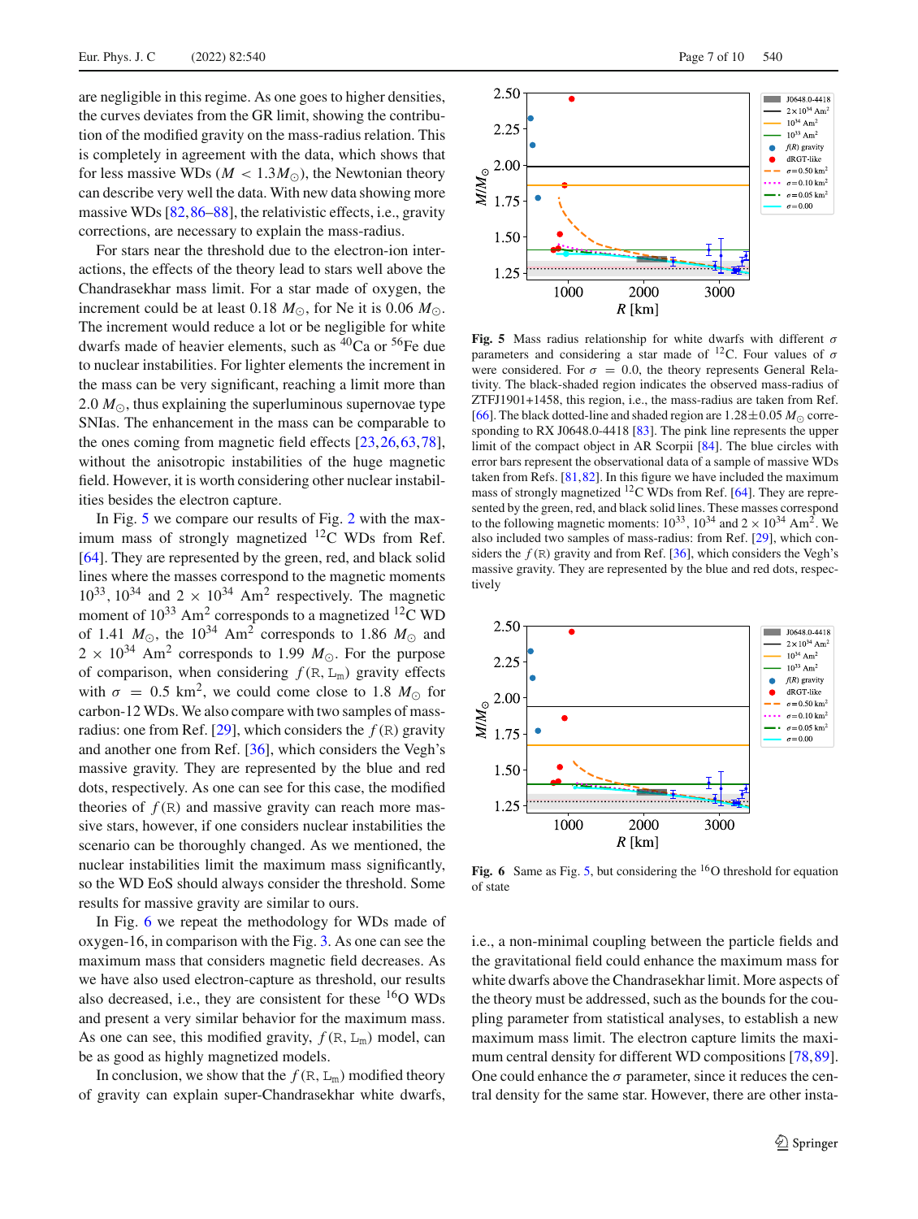are negligible in this regime. As one goes to higher densities, the curves deviates from the GR limit, showing the contribution of the modified gravity on the mass-radius relation. This is completely in agreement with the data, which shows that for less massive WDs ($M < 1.3 M_\odot$), the Newtonian theory can describe very well the data. With new data showing more massive WDs [82,86–88], the relativistic effects, i.e., gravity corrections, are necessary to explain the mass-radius.

For stars near the threshold due to the electron-ion interactions, the effects of the theory lead to stars well above the Chandrasekhar mass limit. For a star made of oxygen, the increment could be at least 0.18 $M_\odot$, for Ne it is 0.06 $M_\odot$. The increment would reduce a lot or be negligible for white dwarfs made of heavier elements, such as $^{40}$Ca or $^{56}$Fe due to nuclear instabilities. For lighter elements the increment in the mass can be very significant, reaching a limit more than 2.0 $M_\odot$, thus explaining the superluminous supernovae type SNIas. The enhancement in the mass can be comparable to the ones coming from magnetic field effects [23,26,63,78], without the anisotropic instabilities of the huge magnetic field. However, it is worth considering other nuclear instabilities besides the electron capture.

In Fig. 5 we compare our results of Fig. 2 with the maximum mass of strongly magnetized $^{12}$C WDs from Ref. [64]. They are represented by the green, red, and black solid lines where the masses correspond to the magnetic moments $10^{33}$, $10^{34}$ and $2 \times 10^{34}$ Am$^2$ respectively. The magnetic moment of $10^{33}$ Am$^2$ corresponds to a magnetized $^{12}$C WD of 1.41 $M_\odot$, the $10^{34}$ Am$^2$ corresponds to 1.86 $M_\odot$ and $2 \times 10^{34}$ Am$^2$ corresponds to 1.99 $M_\odot$. For the purpose of comparison, when considering $f(\mathtt{R}, \mathtt{L_m})$ gravity effects with $\sigma = 0.5$ km$^2$, we could come close to 1.8 $M_\odot$ for carbon-12 WDs. We also compare with two samples of mass-radius: one from Ref. [29], which considers the $f(\mathtt{R})$ gravity and another one from Ref. [36], which considers the Vegh's massive gravity. They are represented by the blue and red dots, respectively. As one can see for this case, the modified theories of $f(\mathtt{R})$ and massive gravity can reach more massive stars, however, if one considers nuclear instabilities the scenario can be thoroughly changed. As we mentioned, the nuclear instabilities limit the maximum mass significantly, so the WD EoS should always consider the threshold. Some results for massive gravity are similar to ours.

In Fig. 6 we repeat the methodology for WDs made of oxygen-16, in comparison with the Fig. 3. As one can see the maximum mass that considers magnetic field decreases. As we have also used electron-capture as threshold, our results also decreased, i.e., they are consistent for these $^{16}$O WDs and present a very similar behavior for the maximum mass. As one can see, this modified gravity, $f(\mathtt{R}, \mathtt{L_m})$ model, can be as good as highly magnetized models.

In conclusion, we show that the $f(\mathtt{R}, \mathtt{L_m})$ modified theory of gravity can explain super-Chandrasekhar white dwarfs, i.e., a non-minimal coupling between the particle fields and the gravitational field could enhance the maximum mass for white dwarfs above the Chandrasekhar limit. More aspects of the theory must be addressed, such as the bounds for the coupling parameter from statistical analyses, to establish a new maximum mass limit. The electron capture limits the maximum central density for different WD compositions [78,89]. One could enhance the $\sigma$ parameter, since it reduces the central density for the same star. However, there are other insta-

**Fig. 5** Mass radius relationship for white dwarfs with different $\sigma$ parameters and considering a star made of $^{12}$C. Four values of $\sigma$ were considered. For $\sigma = 0.0$, the theory represents General Relativity. The black-shaded region indicates the observed mass-radius of ZTFJ1901+1458, this region, i.e., the mass-radius are taken from Ref. [66]. The black dotted-line and shaded region are $1.28 \pm 0.05\, M_\odot$ corresponding to RX J0648.0-4418 [83]. The pink line represents the upper limit of the compact object in AR Scorpii [84]. The blue circles with error bars represent the observational data of a sample of massive WDs taken from Refs. [81,82]. In this figure we have included the maximum mass of strongly magnetized $^{12}$C WDs from Ref. [64]. They are represented by the green, red, and black solid lines. These masses correspond to the following magnetic moments: $10^{33}$, $10^{34}$ and $2 \times 10^{34}$ Am$^2$. We also included two samples of mass-radius: from Ref. [29], which considers the $f(\mathtt{R})$ gravity and from Ref. [36], which considers the Vegh's massive gravity. They are represented by the blue and red dots, respectively

**Fig. 6** Same as Fig. 5, but considering the $^{16}$O threshold for equation of state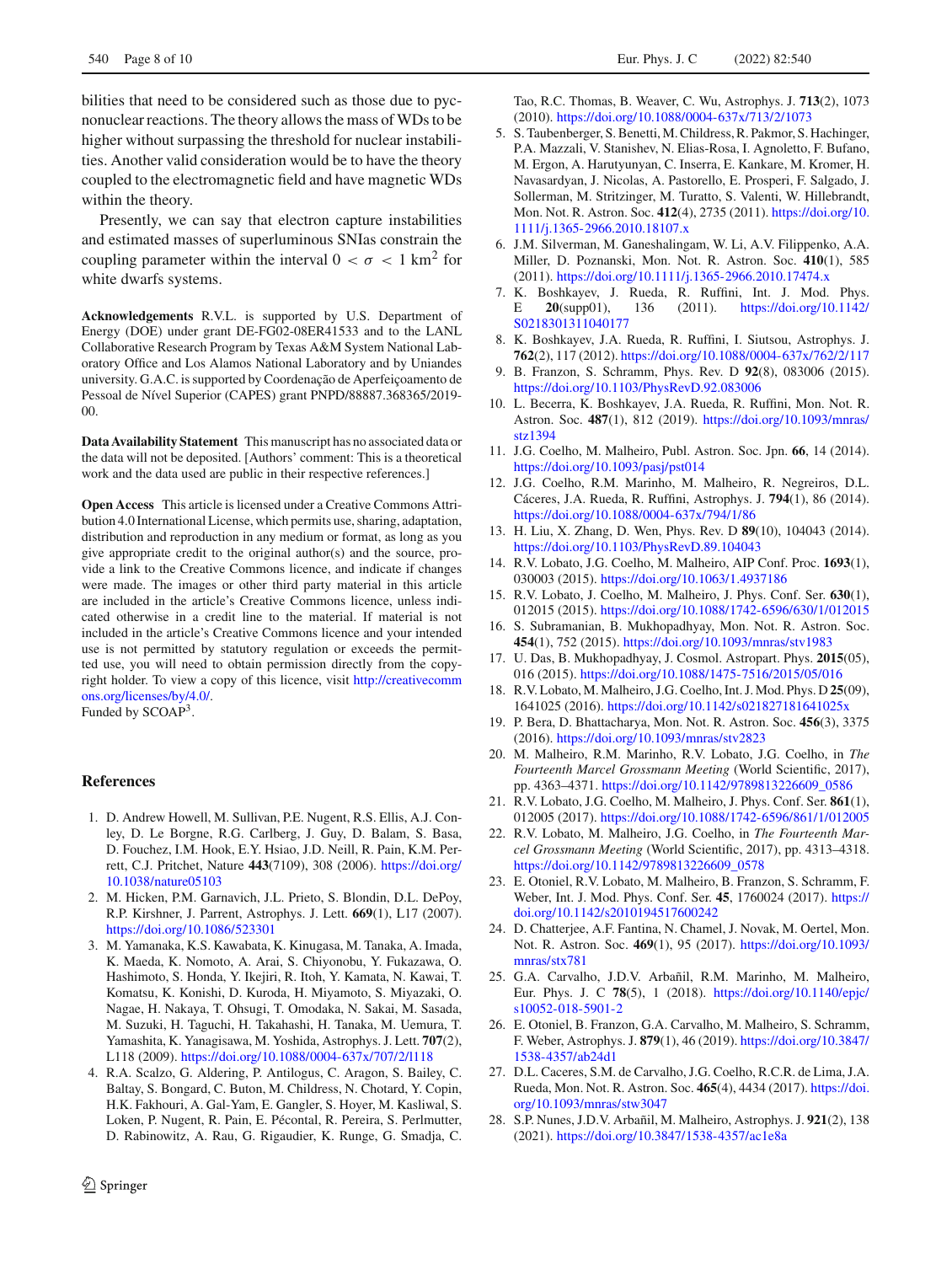bilities that need to be considered such as those due to pycnonuclear reactions. The theory allows the mass of WDs to be higher without surpassing the threshold for nuclear instabilities. Another valid consideration would be to have the theory coupled to the electromagnetic field and have magnetic WDs within the theory.

Presently, we can say that electron capture instabilities and estimated masses of superluminous SNIas constrain the coupling parameter within the interval $0 < \sigma < 1$ km$^2$ for white dwarfs systems.

**Acknowledgements** R.V.L. is supported by U.S. Department of Energy (DOE) under grant DE-FG02-08ER41533 and to the LANL Collaborative Research Program by Texas A&M System National Laboratory Office and Los Alamos National Laboratory and by Uniandes university. G.A.C. is supported by Coordenação de Aperfeiçoamento de Pessoal de Nível Superior (CAPES) grant PNPD/88887.368365/2019-00.

**Data Availability Statement** This manuscript has no associated data or the data will not be deposited. [Authors' comment: This is a theoretical work and the data used are public in their respective references.]

**Open Access** This article is licensed under a Creative Commons Attribution 4.0 International License, which permits use, sharing, adaptation, distribution and reproduction in any medium or format, as long as you give appropriate credit to the original author(s) and the source, provide a link to the Creative Commons licence, and indicate if changes were made. The images or other third party material in this article are included in the article's Creative Commons licence, unless indicated otherwise in a credit line to the material. If material is not included in the article's Creative Commons licence and your intended use is not permitted by statutory regulation or exceeds the permitted use, you will need to obtain permission directly from the copyright holder. To view a copy of this licence, visit http://creativecommons.org/licenses/by/4.0/.
Funded by SCOAP[3].

## References

1. D. Andrew Howell, M. Sullivan, P.E. Nugent, R.S. Ellis, A.J. Conley, D. Le Borgne, R.G. Carlberg, J. Guy, D. Balam, S. Basa, D. Fouchez, I.M. Hook, E.Y. Hsiao, J.D. Neill, R. Pain, K.M. Perrett, C.J. Pritchet, Nature **443**(7109), 308 (2006). https://doi.org/10.1038/nature05103
2. M. Hicken, P.M. Garnavich, J.L. Prieto, S. Blondin, D.L. DePoy, R.P. Kirshner, J. Parrent, Astrophys. J. Lett. **669**(1), L17 (2007). https://doi.org/10.1086/523301
3. M. Yamanaka, K.S. Kawabata, K. Kinugasa, M. Tanaka, A. Imada, K. Maeda, K. Nomoto, A. Arai, S. Chiyonobu, Y. Fukazawa, O. Hashimoto, S. Honda, Y. Ikejiri, R. Itoh, Y. Kamata, N. Kawai, T. Komatsu, K. Konishi, D. Kuroda, H. Miyamoto, S. Miyazaki, O. Nagae, H. Nakaya, T. Ohsugi, T. Omodaka, N. Sakai, M. Sasada, M. Suzuki, H. Taguchi, H. Takahashi, H. Tanaka, M. Uemura, T. Yamashita, K. Yanagisawa, M. Yoshida, Astrophys. J. Lett. **707**(2), L118 (2009). https://doi.org/10.1088/0004-637x/707/2/l118
4. R.A. Scalzo, G. Aldering, P. Antilogus, C. Aragon, S. Bailey, C. Baltay, S. Bongard, C. Buton, M. Childress, N. Chotard, Y. Copin, H.K. Fakhouri, A. Gal-Yam, E. Gangler, S. Hoyer, M. Kasliwal, S. Loken, P. Nugent, R. Pain, E. Pécontal, R. Pereira, S. Perlmutter, D. Rabinowitz, A. Rau, G. Rigaudier, K. Runge, G. Smadja, C. Tao, R.C. Thomas, B. Weaver, C. Wu, Astrophys. J. **713**(2), 1073 (2010). https://doi.org/10.1088/0004-637x/713/2/1073
5. S. Taubenberger, S. Benetti, M. Childress, R. Pakmor, S. Hachinger, P.A. Mazzali, V. Stanishev, N. Elias-Rosa, I. Agnoletto, F. Bufano, M. Ergon, A. Harutyunyan, C. Inserra, E. Kankare, M. Kromer, H. Navasardyan, J. Nicolas, A. Pastorello, E. Prosperi, F. Salgado, J. Sollerman, M. Stritzinger, M. Turatto, S. Valenti, W. Hillebrandt, Mon. Not. R. Astron. Soc. **412**(4), 2735 (2011). https://doi.org/10.1111/j.1365-2966.2010.18107.x
6. J.M. Silverman, M. Ganeshalingam, W. Li, A.V. Filippenko, A.A. Miller, D. Poznanski, Mon. Not. R. Astron. Soc. **410**(1), 585 (2011). https://doi.org/10.1111/j.1365-2966.2010.17474.x
7. K. Boshkayev, J. Rueda, R. Ruffini, Int. J. Mod. Phys. E **20**(supp01), 136 (2011). https://doi.org/10.1142/S0218301311040177
8. K. Boshkayev, J.A. Rueda, R. Ruffini, I. Siutsou, Astrophys. J. **762**(2), 117 (2012). https://doi.org/10.1088/0004-637x/762/2/117
9. B. Franzon, S. Schramm, Phys. Rev. D **92**(8), 083006 (2015). https://doi.org/10.1103/PhysRevD.92.083006
10. L. Becerra, K. Boshkayev, J.A. Rueda, R. Ruffini, Mon. Not. R. Astron. Soc. **487**(1), 812 (2019). https://doi.org/10.1093/mnras/stz1394
11. J.G. Coelho, M. Malheiro, Publ. Astron. Soc. Jpn. **66**, 14 (2014). https://doi.org/10.1093/pasj/pst014
12. J.G. Coelho, R.M. Marinho, M. Malheiro, R. Negreiros, D.L. Cáceres, J.A. Rueda, R. Ruffini, Astrophys. J. **794**(1), 86 (2014). https://doi.org/10.1088/0004-637x/794/1/86
13. H. Liu, X. Zhang, D. Wen, Phys. Rev. D **89**(10), 104043 (2014). https://doi.org/10.1103/PhysRevD.89.104043
14. R.V. Lobato, J.G. Coelho, M. Malheiro, AIP Conf. Proc. **1693**(1), 030003 (2015). https://doi.org/10.1063/1.4937186
15. R.V. Lobato, J. Coelho, M. Malheiro, J. Phys. Conf. Ser. **630**(1), 012015 (2015). https://doi.org/10.1088/1742-6596/630/1/012015
16. S. Subramanian, B. Mukhopadhyay, Mon. Not. R. Astron. Soc. **454**(1), 752 (2015). https://doi.org/10.1093/mnras/stv1983
17. U. Das, B. Mukhopadhyay, J. Cosmol. Astropart. Phys. **2015**(05), 016 (2015). https://doi.org/10.1088/1475-7516/2015/05/016
18. R.V. Lobato, M. Malheiro, J.G. Coelho, Int. J. Mod. Phys. D **25**(09), 1641025 (2016). https://doi.org/10.1142/s021827181641025x
19. P. Bera, D. Bhattacharya, Mon. Not. R. Astron. Soc. **456**(3), 3375 (2016). https://doi.org/10.1093/mnras/stv2823
20. M. Malheiro, R.M. Marinho, R.V. Lobato, J.G. Coelho, in *The Fourteenth Marcel Grossmann Meeting* (World Scientific, 2017), pp. 4363–4371. https://doi.org/10.1142/9789813226609_0586
21. R.V. Lobato, J.G. Coelho, M. Malheiro, J. Phys. Conf. Ser. **861**(1), 012005 (2017). https://doi.org/10.1088/1742-6596/861/1/012005
22. R.V. Lobato, M. Malheiro, J.G. Coelho, in *The Fourteenth Marcel Grossmann Meeting* (World Scientific, 2017), pp. 4313–4318. https://doi.org/10.1142/9789813226609_0578
23. E. Otoniel, R.V. Lobato, M. Malheiro, B. Franzon, S. Schramm, F. Weber, Int. J. Mod. Phys. Conf. Ser. **45**, 1760024 (2017). https://doi.org/10.1142/s2010194517600242
24. D. Chatterjee, A.F. Fantina, N. Chamel, J. Novak, M. Oertel, Mon. Not. R. Astron. Soc. **469**(1), 95 (2017). https://doi.org/10.1093/mnras/stx781
25. G.A. Carvalho, J.D.V. Arbañil, R.M. Marinho, M. Malheiro, Eur. Phys. J. C **78**(5), 1 (2018). https://doi.org/10.1140/epjc/s10052-018-5901-2
26. E. Otoniel, B. Franzon, G.A. Carvalho, M. Malheiro, S. Schramm, F. Weber, Astrophys. J. **879**(1), 46 (2019). https://doi.org/10.3847/1538-4357/ab24d1
27. D.L. Caceres, S.M. de Carvalho, J.G. Coelho, R.C.R. de Lima, J.A. Rueda, Mon. Not. R. Astron. Soc. **465**(4), 4434 (2017). https://doi.org/10.1093/mnras/stw3047
28. S.P. Nunes, J.D.V. Arbañil, M. Malheiro, Astrophys. J. **921**(2), 138 (2021). https://doi.org/10.3847/1538-4357/ac1e8a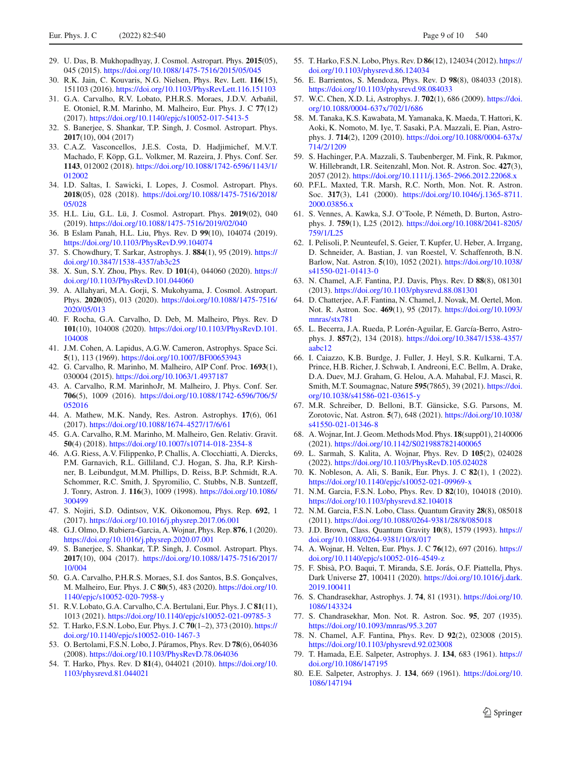29. U. Das, B. Mukhopadhyay, J. Cosmol. Astropart. Phys. **2015**(05), 045 (2015). https://doi.org/10.1088/1475-7516/2015/05/045
30. R.K. Jain, C. Kouvaris, N.G. Nielsen, Phys. Rev. Lett. **116**(15), 151103 (2016). https://doi.org/10.1103/PhysRevLett.116.151103
31. G.A. Carvalho, R.V. Lobato, P.H.R.S. Moraes, J.D.V. Arbañil, E. Otoniel, R.M. Marinho, M. Malheiro, Eur. Phys. J. C **77**(12) (2017). https://doi.org/10.1140/epjc/s10052-017-5413-5
32. S. Banerjee, S. Shankar, T.P. Singh, J. Cosmol. Astropart. Phys. **2017**(10), 004 (2017)
33. C.A.Z. Vasconcellos, J.E.S. Costa, D. Hadjimichef, M.V.T. Machado, F. Köpp, G.L. Volkmer, M. Razeira, J. Phys. Conf. Ser. **1143**, 012002 (2018). https://doi.org/10.1088/1742-6596/1143/1/012002
34. I.D. Saltas, I. Sawicki, I. Lopes, J. Cosmol. Astropart. Phys. **2018**(05), 028 (2018). https://doi.org/10.1088/1475-7516/2018/05/028
35. H.L. Liu, G.L. Lü, J. Cosmol. Astropart. Phys. **2019**(02), 040 (2019). https://doi.org/10.1088/1475-7516/2019/02/040
36. B Eslam Panah, H.L. Liu, Phys. Rev. D **99**(10), 104074 (2019). https://doi.org/10.1103/PhysRevD.99.104074
37. S. Chowdhury, T. Sarkar, Astrophys. J. **884**(1), 95 (2019). https://doi.org/10.3847/1538-4357/ab3c25
38. X. Sun, S.Y. Zhou, Phys. Rev. D **101**(4), 044060 (2020). https://doi.org/10.1103/PhysRevD.101.044060
39. A. Allahyari, M.A. Gorji, S. Mukohyama, J. Cosmol. Astropart. Phys. **2020**(05), 013 (2020). https://doi.org/10.1088/1475-7516/2020/05/013
40. F. Rocha, G.A. Carvalho, D. Deb, M. Malheiro, Phys. Rev. D **101**(10), 104008 (2020). https://doi.org/10.1103/PhysRevD.101.104008
41. J.M. Cohen, A. Lapidus, A.G.W. Cameron, Astrophys. Space Sci. **5**(1), 113 (1969). https://doi.org/10.1007/BF00653943
42. G. Carvalho, R. Marinho, M. Malheiro, AIP Conf. Proc. **1693**(1), 030004 (2015). https://doi.org/10.1063/1.4937187
43. A. Carvalho, R.M. MarinhoJr, M. Malheiro, J. Phys. Conf. Ser. **706**(5), 1009 (2016). https://doi.org/10.1088/1742-6596/706/5/052016
44. A. Mathew, M.K. Nandy, Res. Astron. Astrophys. **17**(6), 061 (2017). https://doi.org/10.1088/1674-4527/17/6/61
45. G.A. Carvalho, R.M. Marinho, M. Malheiro, Gen. Relativ. Gravit. **50**(4) (2018). https://doi.org/10.1007/s10714-018-2354-8
46. A.G. Riess, A.V. Filippenko, P. Challis, A. Clocchiatti, A. Diercks, P.M. Garnavich, R.L. Gilliland, C.J. Hogan, S. Jha, R.P. Kirshner, B. Leibundgut, M.M. Phillips, D. Reiss, B.P. Schmidt, R.A. Schommer, R.C. Smith, J. Spyromilio, C. Stubbs, N.B. Suntzeff, J. Tonry, Astron. J. **116**(3), 1009 (1998). https://doi.org/10.1086/300499
47. S. Nojiri, S.D. Odintsov, V.K. Oikonomou, Phys. Rep. **692**, 1 (2017). https://doi.org/10.1016/j.physrep.2017.06.001
48. G.J. Olmo, D. Rubiera-Garcia, A. Wojnar, Phys. Rep. **876**, 1 (2020). https://doi.org/10.1016/j.physrep.2020.07.001
49. S. Banerjee, S. Shankar, T.P. Singh, J. Cosmol. Astropart. Phys. **2017**(10), 004 (2017). https://doi.org/10.1088/1475-7516/2017/10/004
50. G.A. Carvalho, P.H.R.S. Moraes, S.I. dos Santos, B.S. Gonçalves, M. Malheiro, Eur. Phys. J. C **80**(5), 483 (2020). https://doi.org/10.1140/epjc/s10052-020-7958-y
51. R.V. Lobato, G.A. Carvalho, C.A. Bertulani, Eur. Phys. J. C **81**(11), 1013 (2021). https://doi.org/10.1140/epjc/s10052-021-09785-3
52. T. Harko, F.S.N. Lobo, Eur. Phys. J. C **70**(1–2), 373 (2010). https://doi.org/10.1140/epjc/s10052-010-1467-3
53. O. Bertolami, F.S.N. Lobo, J. Páramos, Phys. Rev. D **78**(6), 064036 (2008). https://doi.org/10.1103/PhysRevD.78.064036
54. T. Harko, Phys. Rev. D **81**(4), 044021 (2010). https://doi.org/10.1103/physrevd.81.044021
55. T. Harko, F.S.N. Lobo, Phys. Rev. D **86**(12), 124034 (2012). https://doi.org/10.1103/physrevd.86.124034
56. E. Barrientos, S. Mendoza, Phys. Rev. D **98**(8), 084033 (2018). https://doi.org/10.1103/physrevd.98.084033
57. W.C. Chen, X.D. Li, Astrophys. J. **702**(1), 686 (2009). https://doi.org/10.1088/0004-637x/702/1/686
58. M. Tanaka, K.S. Kawabata, M. Yamanaka, K. Maeda, T. Hattori, K. Aoki, K. Nomoto, M. Iye, T. Sasaki, P.A. Mazzali, E. Pian, Astrophys. J. **714**(2), 1209 (2010). https://doi.org/10.1088/0004-637x/714/2/1209
59. S. Hachinger, P.A. Mazzali, S. Taubenberger, M. Fink, R. Pakmor, W. Hillebrandt, I.R. Seitenzahl, Mon. Not. R. Astron. Soc. **427**(3), 2057 (2012). https://doi.org/10.1111/j.1365-2966.2012.22068.x
60. P.F.L. Maxted, T.R. Marsh, R.C. North, Mon. Not. R. Astron. Soc. **317**(3), L41 (2000). https://doi.org/10.1046/j.1365-8711.2000.03856.x
61. S. Vennes, A. Kawka, S.J. O'Toole, P. Németh, D. Burton, Astrophys. J. **759**(1), L25 (2012). https://doi.org/10.1088/2041-8205/759/1/L25
62. I. Pelisoli, P. Neunteufel, S. Geier, T. Kupfer, U. Heber, A. Irrgang, D. Schneider, A. Bastian, J. van Roestel, V. Schaffenroth, B.N. Barlow, Nat. Astron. **5**(10), 1052 (2021). https://doi.org/10.1038/s41550-021-01413-0
63. N. Chamel, A.F. Fantina, P.J. Davis, Phys. Rev. D **88**(8), 081301 (2013). https://doi.org/10.1103/physrevd.88.081301
64. D. Chatterjee, A.F. Fantina, N. Chamel, J. Novak, M. Oertel, Mon. Not. R. Astron. Soc. **469**(1), 95 (2017). https://doi.org/10.1093/mnras/stx781
65. L. Becerra, J.A. Rueda, P. Lorén-Aguilar, E. García-Berro, Astrophys. J. **857**(2), 134 (2018). https://doi.org/10.3847/1538-4357/aabc12
66. I. Caiazzo, K.B. Burdge, J. Fuller, J. Heyl, S.R. Kulkarni, T.A. Prince, H.B. Richer, J. Schwab, I. Andreoni, E.C. Bellm, A. Drake, D.A. Duev, M.J. Graham, G. Helou, A.A. Mahabal, F.J. Masci, R. Smith, M.T. Soumagnac, Nature **595**(7865), 39 (2021). https://doi.org/10.1038/s41586-021-03615-y
67. M.R. Schreiber, D. Belloni, B.T. Gänsicke, S.G. Parsons, M. Zorotovic, Nat. Astron. **5**(7), 648 (2021). https://doi.org/10.1038/s41550-021-01346-8
68. A. Wojnar, Int. J. Geom. Methods Mod. Phys. **18**(supp01), 2140006 (2021). https://doi.org/10.1142/S0219887821400065
69. L. Sarmah, S. Kalita, A. Wojnar, Phys. Rev. D **105**(2), 024028 (2022). https://doi.org/10.1103/PhysRevD.105.024028
70. K. Nobleson, A. Ali, S. Banik, Eur. Phys. J. C **82**(1), 1 (2022). https://doi.org/10.1140/epjc/s10052-021-09969-x
71. N.M. Garcia, F.S.N. Lobo, Phys. Rev. D **82**(10), 104018 (2010). https://doi.org/10.1103/physrevd.82.104018
72. N.M. Garcia, F.S.N. Lobo, Class. Quantum Gravity **28**(8), 085018 (2011). https://doi.org/10.1088/0264-9381/28/8/085018
73. J.D. Brown, Class. Quantum Gravity **10**(8), 1579 (1993). https://doi.org/10.1088/0264-9381/10/8/017
74. A. Wojnar, H. Velten, Eur. Phys. J. C **76**(12), 697 (2016). https://doi.org/10.1140/epjc/s10052-016-4549-z
75. F. Sbisà, P.O. Baqui, T. Miranda, S.E. Jorás, O.F. Piattella, Phys. Dark Universe **27**, 100411 (2020). https://doi.org/10.1016/j.dark.2019.100411
76. S. Chandrasekhar, Astrophys. J. **74**, 81 (1931). https://doi.org/10.1086/143324
77. S. Chandrasekhar, Mon. Not. R. Astron. Soc. **95**, 207 (1935). https://doi.org/10.1093/mnras/95.3.207
78. N. Chamel, A.F. Fantina, Phys. Rev. D **92**(2), 023008 (2015). https://doi.org/10.1103/physrevd.92.023008
79. T. Hamada, E.E. Salpeter, Astrophys. J. **134**, 683 (1961). https://doi.org/10.1086/147195
80. E.E. Salpeter, Astrophys. J. **134**, 669 (1961). https://doi.org/10.1086/147194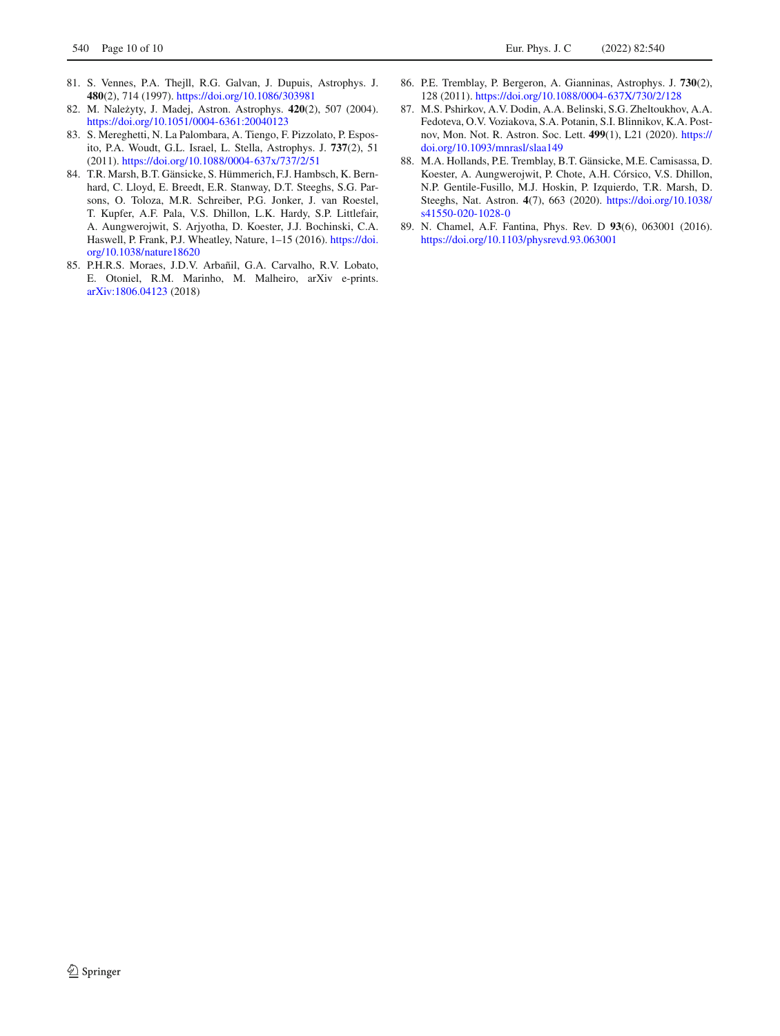81. S. Vennes, P.A. Thejll, R.G. Galvan, J. Dupuis, Astrophys. J. **480**(2), 714 (1997). https://doi.org/10.1086/303981
82. M. Należyty, J. Madej, Astron. Astrophys. **420**(2), 507 (2004). https://doi.org/10.1051/0004-6361:20040123
83. S. Mereghetti, N. La Palombara, A. Tiengo, F. Pizzolato, P. Esposito, P.A. Woudt, G.L. Israel, L. Stella, Astrophys. J. **737**(2), 51 (2011). https://doi.org/10.1088/0004-637x/737/2/51
84. T.R. Marsh, B.T. Gänsicke, S. Hümmerich, F.J. Hambsch, K. Bernhard, C. Lloyd, E. Breedt, E.R. Stanway, D.T. Steeghs, S.G. Parsons, O. Toloza, M.R. Schreiber, P.G. Jonker, J. van Roestel, T. Kupfer, A.F. Pala, V.S. Dhillon, L.K. Hardy, S.P. Littlefair, A. Aungwerojwit, S. Arjyotha, D. Koester, J.J. Bochinski, C.A. Haswell, P. Frank, P.J. Wheatley, Nature, 1–15 (2016). https://doi.org/10.1038/nature18620
85. P.H.R.S. Moraes, J.D.V. Arbañil, G.A. Carvalho, R.V. Lobato, E. Otoniel, R.M. Marinho, M. Malheiro, arXiv e-prints. arXiv:1806.04123 (2018)
86. P.E. Tremblay, P. Bergeron, A. Gianninas, Astrophys. J. **730**(2), 128 (2011). https://doi.org/10.1088/0004-637X/730/2/128
87. M.S. Pshirkov, A.V. Dodin, A.A. Belinski, S.G. Zheltoukhov, A.A. Fedoteva, O.V. Voziakova, S.A. Potanin, S.I. Blinnikov, K.A. Postnov, Mon. Not. R. Astron. Soc. Lett. **499**(1), L21 (2020). https://doi.org/10.1093/mnrasl/slaa149
88. M.A. Hollands, P.E. Tremblay, B.T. Gänsicke, M.E. Camisassa, D. Koester, A. Aungwerojwit, P. Chote, A.H. Córsico, V.S. Dhillon, N.P. Gentile-Fusillo, M.J. Hoskin, P. Izquierdo, T.R. Marsh, D. Steeghs, Nat. Astron. **4**(7), 663 (2020). https://doi.org/10.1038/s41550-020-1028-0
89. N. Chamel, A.F. Fantina, Phys. Rev. D **93**(6), 063001 (2016). https://doi.org/10.1103/physrevd.93.063001